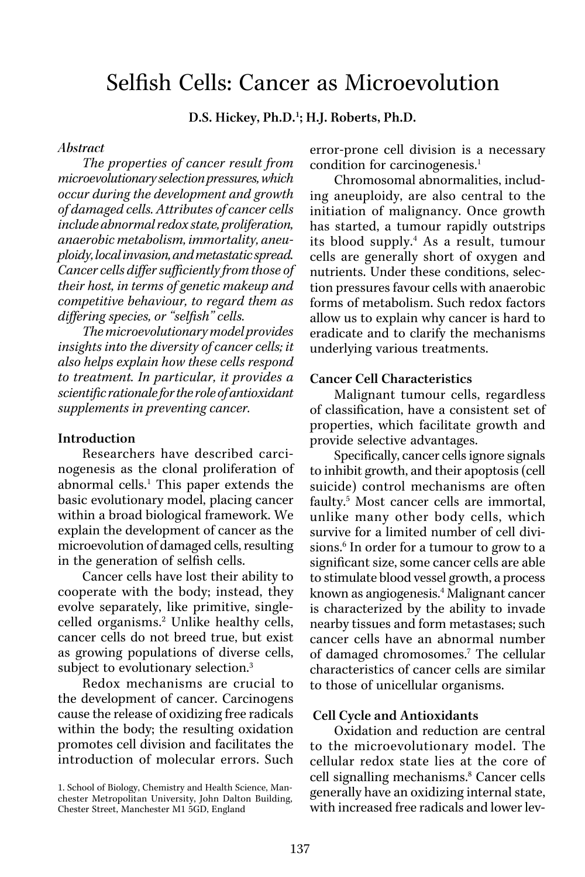# Selfish Cells: Cancer as Microevolution

**D.S. Hickey, Ph.D.[1]; H.J. Roberts, Ph.D.**

*Abstract*

*The properties of cancer result from microevolutionary selection pressures, which occur during the development and growth of damaged cells. Attributes of cancer cells include abnormal redox state, proliferation, anaerobic metabolism, immortality, aneuploidy, local invasion, and metastatic spread. Cancer cells differ sufficiently from those of their host, in terms of genetic makeup and competitive behaviour, to regard them as differing species, or "selfish" cells.*

*The microevolutionary model provides insights into the diversity of cancer cells; it also helps explain how these cells respond to treatment. In particular, it provides a scientific rationale for the role of antioxidant supplements in preventing cancer.*

**Introduction**

Researchers have described carcinogenesis as the clonal proliferation of abnormal cells.[1] This paper extends the basic evolutionary model, placing cancer within a broad biological framework. We explain the development of cancer as the microevolution of damaged cells, resulting in the generation of selfish cells.

Cancer cells have lost their ability to cooperate with the body; instead, they evolve separately, like primitive, single-celled organisms.[2] Unlike healthy cells, cancer cells do not breed true, but exist as growing populations of diverse cells, subject to evolutionary selection.[3]

Redox mechanisms are crucial to the development of cancer. Carcinogens cause the release of oxidizing free radicals within the body; the resulting oxidation promotes cell division and facilitates the introduction of molecular errors. Such error-prone cell division is a necessary condition for carcinogenesis.[1]

Chromosomal abnormalities, including aneuploidy, are also central to the initiation of malignancy. Once growth has started, a tumour rapidly outstrips its blood supply.[4] As a result, tumour cells are generally short of oxygen and nutrients. Under these conditions, selection pressures favour cells with anaerobic forms of metabolism. Such redox factors allow us to explain why cancer is hard to eradicate and to clarify the mechanisms underlying various treatments.

**Cancer Cell Characteristics**

Malignant tumour cells, regardless of classification, have a consistent set of properties, which facilitate growth and provide selective advantages.

Specifically, cancer cells ignore signals to inhibit growth, and their apoptosis (cell suicide) control mechanisms are often faulty.[5] Most cancer cells are immortal, unlike many other body cells, which survive for a limited number of cell divisions.[6] In order for a tumour to grow to a significant size, some cancer cells are able to stimulate blood vessel growth, a process known as angiogenesis.[4] Malignant cancer is characterized by the ability to invade nearby tissues and form metastases; such cancer cells have an abnormal number of damaged chromosomes.[7] The cellular characteristics of cancer cells are similar to those of unicellular organisms.

**Cell Cycle and Antioxidants**

Oxidation and reduction are central to the microevolutionary model. The cellular redox state lies at the core of cell signalling mechanisms.[8] Cancer cells generally have an oxidizing internal state, with increased free radicals and lower lev-

1. School of Biology, Chemistry and Health Science, Manchester Metropolitan University, John Dalton Building, Chester Street, Manchester M1 5GD, England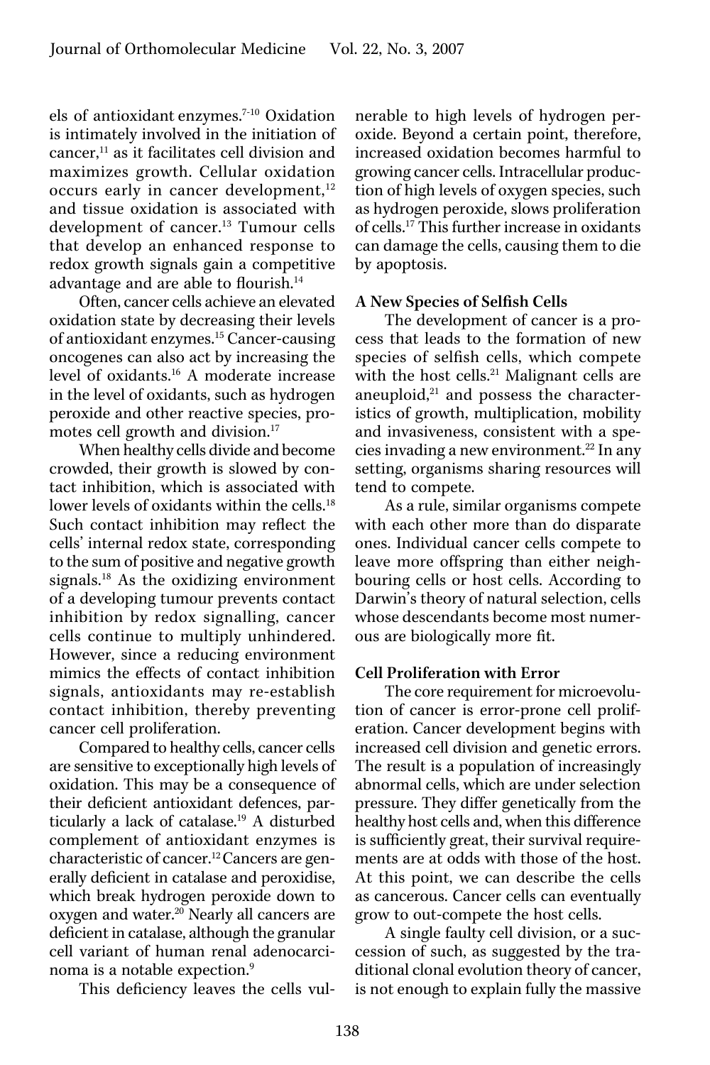els of antioxidant enzymes.[7-10] Oxidation is intimately involved in the initiation of cancer,[11] as it facilitates cell division and maximizes growth. Cellular oxidation occurs early in cancer development,[12] and tissue oxidation is associated with development of cancer.[13] Tumour cells that develop an enhanced response to redox growth signals gain a competitive advantage and are able to flourish.[14]

Often, cancer cells achieve an elevated oxidation state by decreasing their levels of antioxidant enzymes.[15] Cancer-causing oncogenes can also act by increasing the level of oxidants.[16] A moderate increase in the level of oxidants, such as hydrogen peroxide and other reactive species, promotes cell growth and division.[17]

When healthy cells divide and become crowded, their growth is slowed by contact inhibition, which is associated with lower levels of oxidants within the cells.[18] Such contact inhibition may reflect the cells' internal redox state, corresponding to the sum of positive and negative growth signals.[18] As the oxidizing environment of a developing tumour prevents contact inhibition by redox signalling, cancer cells continue to multiply unhindered. However, since a reducing environment mimics the effects of contact inhibition signals, antioxidants may re-establish contact inhibition, thereby preventing cancer cell proliferation.

Compared to healthy cells, cancer cells are sensitive to exceptionally high levels of oxidation. This may be a consequence of their deficient antioxidant defences, particularly a lack of catalase.[19] A disturbed complement of antioxidant enzymes is characteristic of cancer.[12] Cancers are generally deficient in catalase and peroxidise, which break hydrogen peroxide down to oxygen and water.[20] Nearly all cancers are deficient in catalase, although the granular cell variant of human renal adenocarcinoma is a notable expection.[9]

This deficiency leaves the cells vulnerable to high levels of hydrogen peroxide. Beyond a certain point, therefore, increased oxidation becomes harmful to growing cancer cells. Intracellular production of high levels of oxygen species, such as hydrogen peroxide, slows proliferation of cells.[17] This further increase in oxidants can damage the cells, causing them to die by apoptosis.

### A New Species of Selfish Cells

The development of cancer is a process that leads to the formation of new species of selfish cells, which compete with the host cells.[21] Malignant cells are aneuploid,[21] and possess the characteristics of growth, multiplication, mobility and invasiveness, consistent with a species invading a new environment.[22] In any setting, organisms sharing resources will tend to compete.

As a rule, similar organisms compete with each other more than do disparate ones. Individual cancer cells compete to leave more offspring than either neighbouring cells or host cells. According to Darwin's theory of natural selection, cells whose descendants become most numerous are biologically more fit.

### Cell Proliferation with Error

The core requirement for microevolution of cancer is error-prone cell proliferation. Cancer development begins with increased cell division and genetic errors. The result is a population of increasingly abnormal cells, which are under selection pressure. They differ genetically from the healthy host cells and, when this difference is sufficiently great, their survival requirements are at odds with those of the host. At this point, we can describe the cells as cancerous. Cancer cells can eventually grow to out-compete the host cells.

A single faulty cell division, or a succession of such, as suggested by the traditional clonal evolution theory of cancer, is not enough to explain fully the massive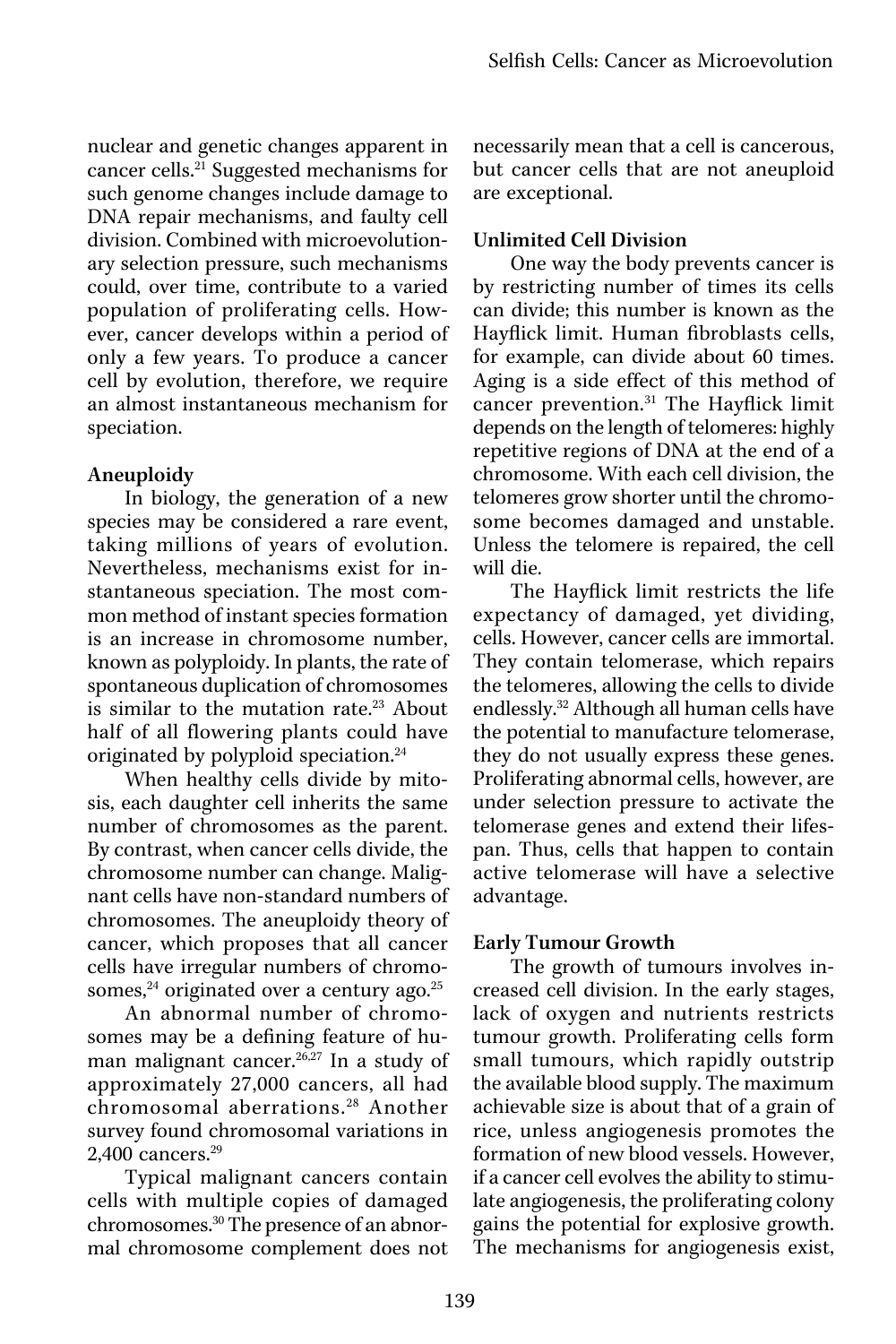nuclear and genetic changes apparent in cancer cells.[21] Suggested mechanisms for such genome changes include damage to DNA repair mechanisms, and faulty cell division. Combined with microevolutionary selection pressure, such mechanisms could, over time, contribute to a varied population of proliferating cells. However, cancer develops within a period of only a few years. To produce a cancer cell by evolution, therefore, we require an almost instantaneous mechanism for speciation.

**Aneuploidy**

In biology, the generation of a new species may be considered a rare event, taking millions of years of evolution. Nevertheless, mechanisms exist for instantaneous speciation. The most common method of instant species formation is an increase in chromosome number, known as polyploidy. In plants, the rate of spontaneous duplication of chromosomes is similar to the mutation rate.[23] About half of all flowering plants could have originated by polyploid speciation.[24]

When healthy cells divide by mitosis, each daughter cell inherits the same number of chromosomes as the parent. By contrast, when cancer cells divide, the chromosome number can change. Malignant cells have non-standard numbers of chromosomes. The aneuploidy theory of cancer, which proposes that all cancer cells have irregular numbers of chromosomes,[24] originated over a century ago.[25]

An abnormal number of chromosomes may be a defining feature of human malignant cancer.[26,27] In a study of approximately 27,000 cancers, all had chromosomal aberrations.[28] Another survey found chromosomal variations in 2,400 cancers.[29]

Typical malignant cancers contain cells with multiple copies of damaged chromosomes.[30] The presence of an abnormal chromosome complement does not necessarily mean that a cell is cancerous, but cancer cells that are not aneuploid are exceptional.

**Unlimited Cell Division**

One way the body prevents cancer is by restricting number of times its cells can divide; this number is known as the Hayflick limit. Human fibroblasts cells, for example, can divide about 60 times. Aging is a side effect of this method of cancer prevention.[31] The Hayflick limit depends on the length of telomeres: highly repetitive regions of DNA at the end of a chromosome. With each cell division, the telomeres grow shorter until the chromosome becomes damaged and unstable. Unless the telomere is repaired, the cell will die.

The Hayflick limit restricts the life expectancy of damaged, yet dividing, cells. However, cancer cells are immortal. They contain telomerase, which repairs the telomeres, allowing the cells to divide endlessly.[32] Although all human cells have the potential to manufacture telomerase, they do not usually express these genes. Proliferating abnormal cells, however, are under selection pressure to activate the telomerase genes and extend their lifespan. Thus, cells that happen to contain active telomerase will have a selective advantage.

**Early Tumour Growth**

The growth of tumours involves increased cell division. In the early stages, lack of oxygen and nutrients restricts tumour growth. Proliferating cells form small tumours, which rapidly outstrip the available blood supply. The maximum achievable size is about that of a grain of rice, unless angiogenesis promotes the formation of new blood vessels. However, if a cancer cell evolves the ability to stimulate angiogenesis, the proliferating colony gains the potential for explosive growth. The mechanisms for angiogenesis exist,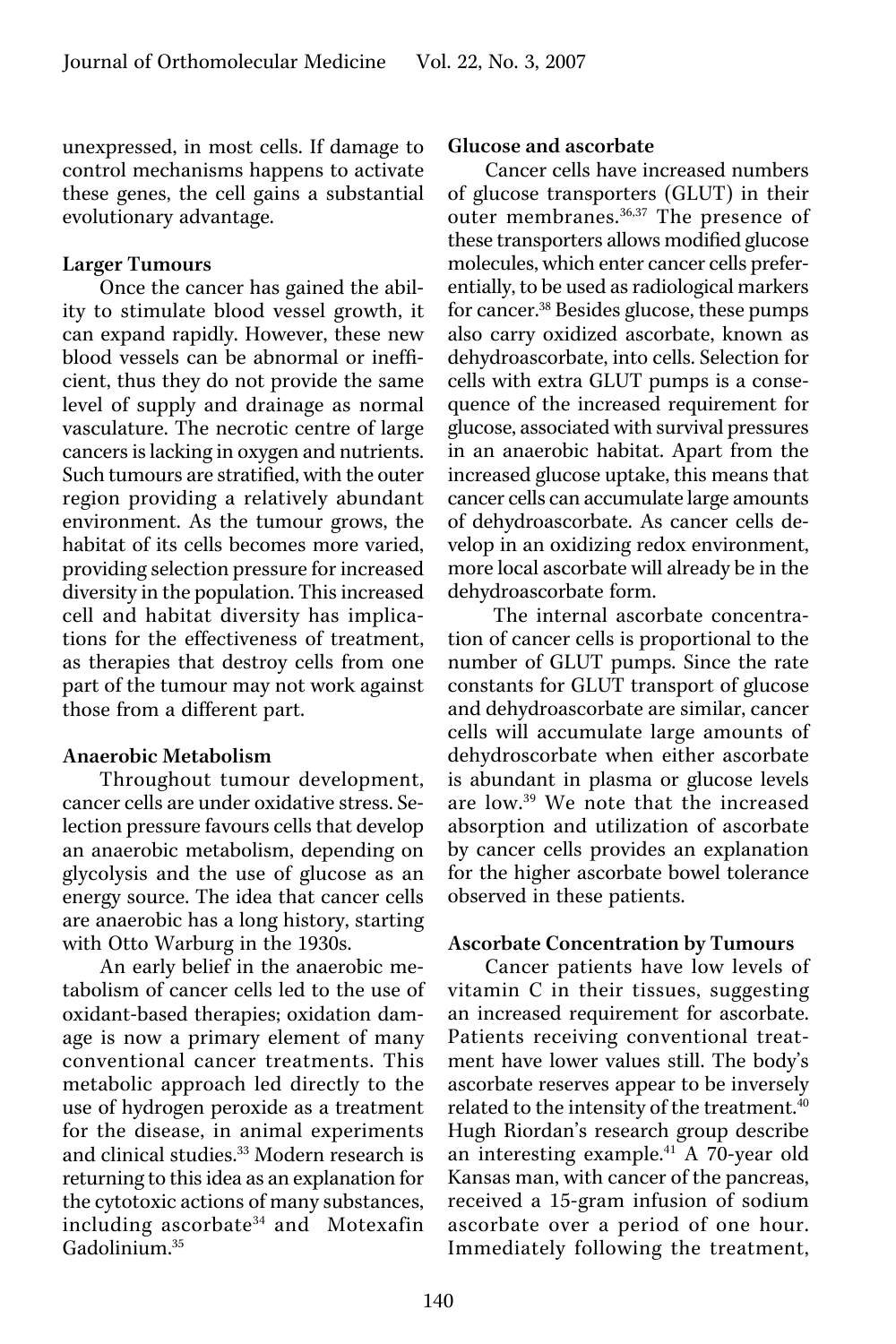unexpressed, in most cells. If damage to control mechanisms happens to activate these genes, the cell gains a substantial evolutionary advantage.

### Larger Tumours

Once the cancer has gained the ability to stimulate blood vessel growth, it can expand rapidly. However, these new blood vessels can be abnormal or inefficient, thus they do not provide the same level of supply and drainage as normal vasculature. The necrotic centre of large cancers is lacking in oxygen and nutrients. Such tumours are stratified, with the outer region providing a relatively abundant environment. As the tumour grows, the habitat of its cells becomes more varied, providing selection pressure for increased diversity in the population. This increased cell and habitat diversity has implications for the effectiveness of treatment, as therapies that destroy cells from one part of the tumour may not work against those from a different part.

### Anaerobic Metabolism

Throughout tumour development, cancer cells are under oxidative stress. Selection pressure favours cells that develop an anaerobic metabolism, depending on glycolysis and the use of glucose as an energy source. The idea that cancer cells are anaerobic has a long history, starting with Otto Warburg in the 1930s.

An early belief in the anaerobic metabolism of cancer cells led to the use of oxidant-based therapies; oxidation damage is now a primary element of many conventional cancer treatments. This metabolic approach led directly to the use of hydrogen peroxide as a treatment for the disease, in animal experiments and clinical studies.[33] Modern research is returning to this idea as an explanation for the cytotoxic actions of many substances, including ascorbate[34] and Motexafin Gadolinium.[35]

### Glucose and ascorbate

Cancer cells have increased numbers of glucose transporters (GLUT) in their outer membranes.[36,37] The presence of these transporters allows modified glucose molecules, which enter cancer cells preferentially, to be used as radiological markers for cancer.[38] Besides glucose, these pumps also carry oxidized ascorbate, known as dehydroascorbate, into cells. Selection for cells with extra GLUT pumps is a consequence of the increased requirement for glucose, associated with survival pressures in an anaerobic habitat. Apart from the increased glucose uptake, this means that cancer cells can accumulate large amounts of dehydroascorbate. As cancer cells develop in an oxidizing redox environment, more local ascorbate will already be in the dehydroascorbate form.

The internal ascorbate concentration of cancer cells is proportional to the number of GLUT pumps. Since the rate constants for GLUT transport of glucose and dehydroascorbate are similar, cancer cells will accumulate large amounts of dehydroscorbate when either ascorbate is abundant in plasma or glucose levels are low.[39] We note that the increased absorption and utilization of ascorbate by cancer cells provides an explanation for the higher ascorbate bowel tolerance observed in these patients.

### Ascorbate Concentration by Tumours

Cancer patients have low levels of vitamin C in their tissues, suggesting an increased requirement for ascorbate. Patients receiving conventional treatment have lower values still. The body's ascorbate reserves appear to be inversely related to the intensity of the treatment.[40] Hugh Riordan's research group describe an interesting example.[41] A 70-year old Kansas man, with cancer of the pancreas, received a 15-gram infusion of sodium ascorbate over a period of one hour. Immediately following the treatment,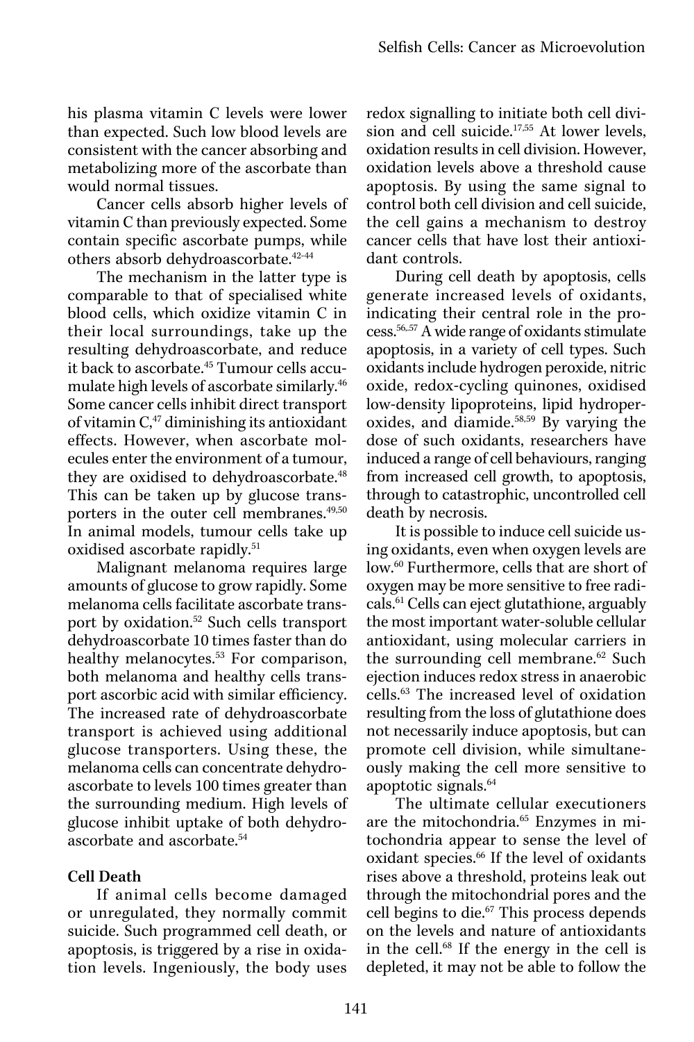his plasma vitamin C levels were lower than expected. Such low blood levels are consistent with the cancer absorbing and metabolizing more of the ascorbate than would normal tissues.

Cancer cells absorb higher levels of vitamin C than previously expected. Some contain specific ascorbate pumps, while others absorb dehydroascorbate.[42-44]

The mechanism in the latter type is comparable to that of specialised white blood cells, which oxidize vitamin C in their local surroundings, take up the resulting dehydroascorbate, and reduce it back to ascorbate.[45] Tumour cells accumulate high levels of ascorbate similarly.[46] Some cancer cells inhibit direct transport of vitamin C,[47] diminishing its antioxidant effects. However, when ascorbate molecules enter the environment of a tumour, they are oxidised to dehydroascorbate.[48] This can be taken up by glucose transporters in the outer cell membranes.[49,50] In animal models, tumour cells take up oxidised ascorbate rapidly.[51]

Malignant melanoma requires large amounts of glucose to grow rapidly. Some melanoma cells facilitate ascorbate transport by oxidation.[52] Such cells transport dehydroascorbate 10 times faster than do healthy melanocytes.[53] For comparison, both melanoma and healthy cells transport ascorbic acid with similar efficiency. The increased rate of dehydroascorbate transport is achieved using additional glucose transporters. Using these, the melanoma cells can concentrate dehydroascorbate to levels 100 times greater than the surrounding medium. High levels of glucose inhibit uptake of both dehydroascorbate and ascorbate.[54]

### Cell Death

If animal cells become damaged or unregulated, they normally commit suicide. Such programmed cell death, or apoptosis, is triggered by a rise in oxidation levels. Ingeniously, the body uses redox signalling to initiate both cell division and cell suicide.[17,55] At lower levels, oxidation results in cell division. However, oxidation levels above a threshold cause apoptosis. By using the same signal to control both cell division and cell suicide, the cell gains a mechanism to destroy cancer cells that have lost their antioxidant controls.

During cell death by apoptosis, cells generate increased levels of oxidants, indicating their central role in the process.[56,57] A wide range of oxidants stimulate apoptosis, in a variety of cell types. Such oxidants include hydrogen peroxide, nitric oxide, redox-cycling quinones, oxidised low-density lipoproteins, lipid hydroperoxides, and diamide.[58,59] By varying the dose of such oxidants, researchers have induced a range of cell behaviours, ranging from increased cell growth, to apoptosis, through to catastrophic, uncontrolled cell death by necrosis.

It is possible to induce cell suicide using oxidants, even when oxygen levels are low.[60] Furthermore, cells that are short of oxygen may be more sensitive to free radicals.[61] Cells can eject glutathione, arguably the most important water-soluble cellular antioxidant, using molecular carriers in the surrounding cell membrane.[62] Such ejection induces redox stress in anaerobic cells.[63] The increased level of oxidation resulting from the loss of glutathione does not necessarily induce apoptosis, but can promote cell division, while simultaneously making the cell more sensitive to apoptotic signals.[64]

The ultimate cellular executioners are the mitochondria.[65] Enzymes in mitochondria appear to sense the level of oxidant species.[66] If the level of oxidants rises above a threshold, proteins leak out through the mitochondrial pores and the cell begins to die.[67] This process depends on the levels and nature of antioxidants in the cell.[68] If the energy in the cell is depleted, it may not be able to follow the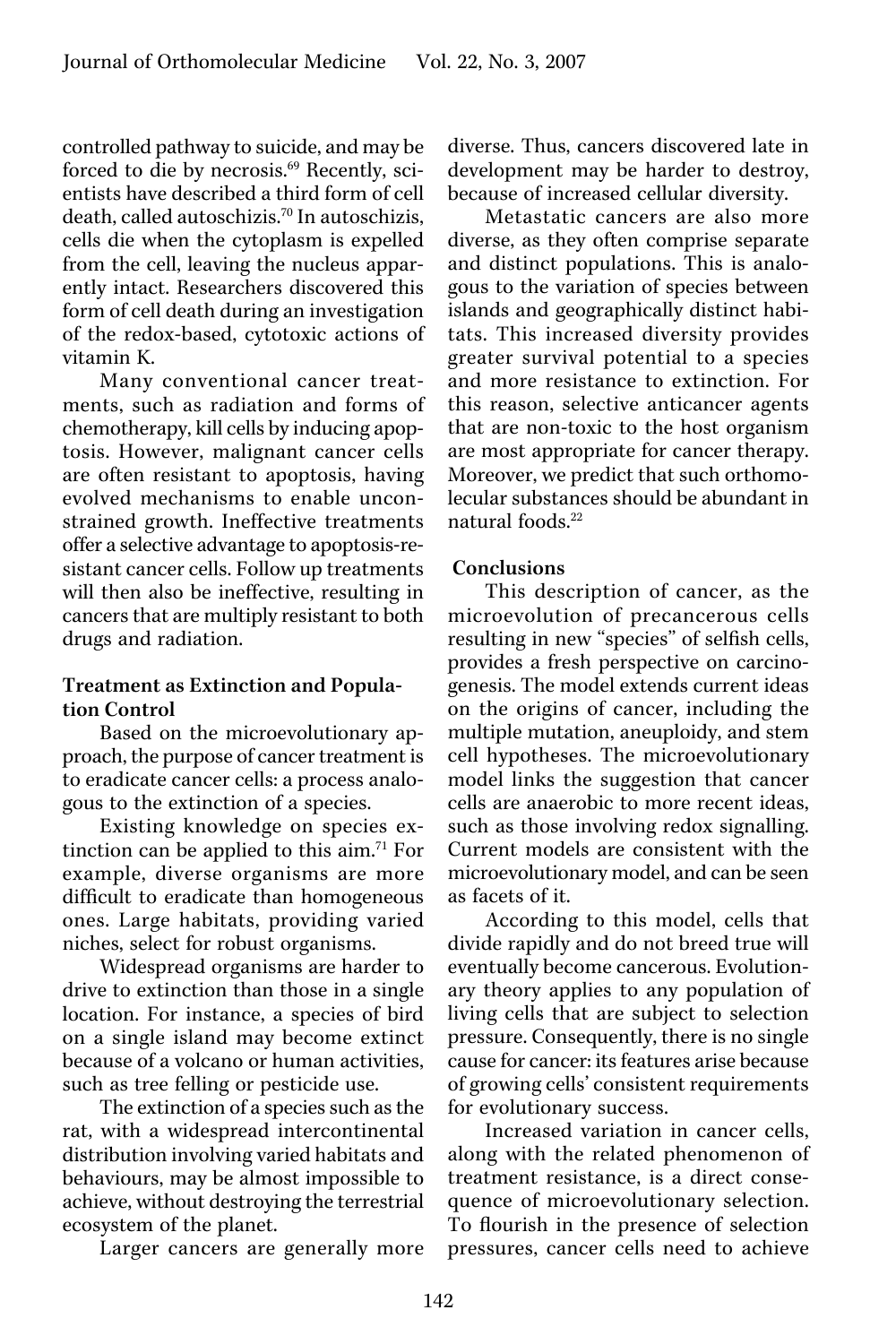controlled pathway to suicide, and may be forced to die by necrosis.[69] Recently, scientists have described a third form of cell death, called autoschizis.[70] In autoschizis, cells die when the cytoplasm is expelled from the cell, leaving the nucleus apparently intact. Researchers discovered this form of cell death during an investigation of the redox-based, cytotoxic actions of vitamin K.

Many conventional cancer treatments, such as radiation and forms of chemotherapy, kill cells by inducing apoptosis. However, malignant cancer cells are often resistant to apoptosis, having evolved mechanisms to enable unconstrained growth. Ineffective treatments offer a selective advantage to apoptosis-resistant cancer cells. Follow up treatments will then also be ineffective, resulting in cancers that are multiply resistant to both drugs and radiation.

**Treatment as Extinction and Population Control**

Based on the microevolutionary approach, the purpose of cancer treatment is to eradicate cancer cells: a process analogous to the extinction of a species.

Existing knowledge on species extinction can be applied to this aim.[71] For example, diverse organisms are more difficult to eradicate than homogeneous ones. Large habitats, providing varied niches, select for robust organisms.

Widespread organisms are harder to drive to extinction than those in a single location. For instance, a species of bird on a single island may become extinct because of a volcano or human activities, such as tree felling or pesticide use.

The extinction of a species such as the rat, with a widespread intercontinental distribution involving varied habitats and behaviours, may be almost impossible to achieve, without destroying the terrestrial ecosystem of the planet.

Larger cancers are generally more diverse. Thus, cancers discovered late in development may be harder to destroy, because of increased cellular diversity.

Metastatic cancers are also more diverse, as they often comprise separate and distinct populations. This is analogous to the variation of species between islands and geographically distinct habitats. This increased diversity provides greater survival potential to a species and more resistance to extinction. For this reason, selective anticancer agents that are non-toxic to the host organism are most appropriate for cancer therapy. Moreover, we predict that such orthomolecular substances should be abundant in natural foods.[22]

**Conclusions**

This description of cancer, as the microevolution of precancerous cells resulting in new "species" of selfish cells, provides a fresh perspective on carcinogenesis. The model extends current ideas on the origins of cancer, including the multiple mutation, aneuploidy, and stem cell hypotheses. The microevolutionary model links the suggestion that cancer cells are anaerobic to more recent ideas, such as those involving redox signalling. Current models are consistent with the microevolutionary model, and can be seen as facets of it.

According to this model, cells that divide rapidly and do not breed true will eventually become cancerous. Evolutionary theory applies to any population of living cells that are subject to selection pressure. Consequently, there is no single cause for cancer: its features arise because of growing cells' consistent requirements for evolutionary success.

Increased variation in cancer cells, along with the related phenomenon of treatment resistance, is a direct consequence of microevolutionary selection. To flourish in the presence of selection pressures, cancer cells need to achieve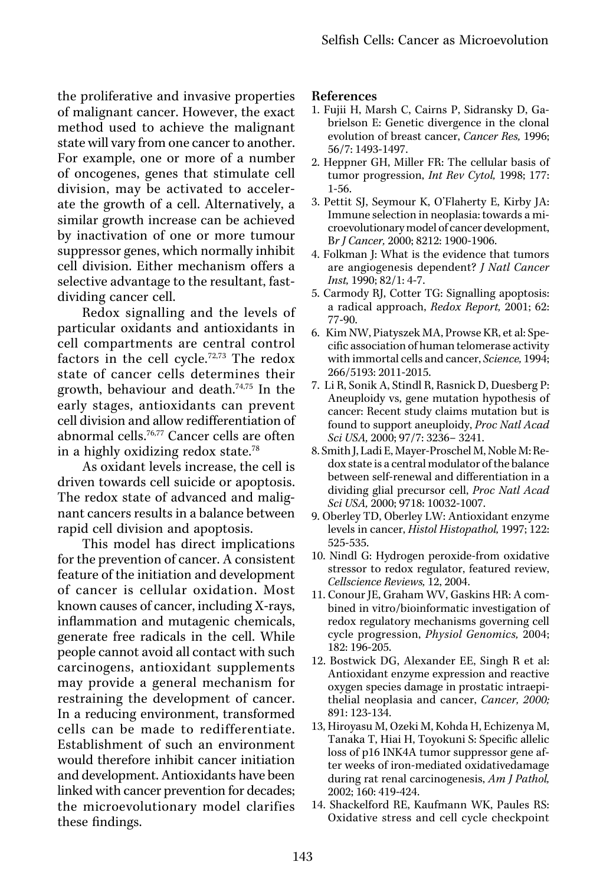the proliferative and invasive properties of malignant cancer. However, the exact method used to achieve the malignant state will vary from one cancer to another. For example, one or more of a number of oncogenes, genes that stimulate cell division, may be activated to accelerate the growth of a cell. Alternatively, a similar growth increase can be achieved by inactivation of one or more tumour suppressor genes, which normally inhibit cell division. Either mechanism offers a selective advantage to the resultant, fast-dividing cancer cell.

Redox signalling and the levels of particular oxidants and antioxidants in cell compartments are central control factors in the cell cycle.[72,73] The redox state of cancer cells determines their growth, behaviour and death.[74,75] In the early stages, antioxidants can prevent cell division and allow redifferentiation of abnormal cells.[76,77] Cancer cells are often in a highly oxidizing redox state.[78]

As oxidant levels increase, the cell is driven towards cell suicide or apoptosis. The redox state of advanced and malignant cancers results in a balance between rapid cell division and apoptosis.

This model has direct implications for the prevention of cancer. A consistent feature of the initiation and development of cancer is cellular oxidation. Most known causes of cancer, including X-rays, inflammation and mutagenic chemicals, generate free radicals in the cell. While people cannot avoid all contact with such carcinogens, antioxidant supplements may provide a general mechanism for restraining the development of cancer. In a reducing environment, transformed cells can be made to redifferentiate. Establishment of such an environment would therefore inhibit cancer initiation and development. Antioxidants have been linked with cancer prevention for decades; the microevolutionary model clarifies these findings.

**References**

1. Fujii H, Marsh C, Cairns P, Sidransky D, Gabrielson E: Genetic divergence in the clonal evolution of breast cancer, *Cancer Res,* 1996; 56/7: 1493-1497.
2. Heppner GH, Miller FR: The cellular basis of tumor progression, *Int Rev Cytol,* 1998; 177: 1-56.
3. Pettit SJ, Seymour K, O'Flaherty E, Kirby JA: Immune selection in neoplasia: towards a microevolutionary model of cancer development, *Br J Cancer,* 2000; 8212: 1900-1906.
4. Folkman J: What is the evidence that tumors are angiogenesis dependent? *J Natl Cancer Inst,* 1990; 82/1: 4-7.
5. Carmody RJ, Cotter TG: Signalling apoptosis: a radical approach, *Redox Report,* 2001; 62: 77-90.
6. Kim NW, Piatyszek MA, Prowse KR, et al: Specific association of human telomerase activity with immortal cells and cancer, *Science,* 1994; 266/5193: 2011-2015.
7. Li R, Sonik A, Stindl R, Rasnick D, Duesberg P: Aneuploidy vs, gene mutation hypothesis of cancer: Recent study claims mutation but is found to support aneuploidy, *Proc Natl Acad Sci USA,* 2000; 97/7: 3236– 3241.
8. Smith J, Ladi E, Mayer-Proschel M, Noble M: Redox state is a central modulator of the balance between self-renewal and differentiation in a dividing glial precursor cell, *Proc Natl Acad Sci USA,* 2000; 9718: 10032-1007.
9. Oberley TD, Oberley LW: Antioxidant enzyme levels in cancer, *Histol Histopathol,* 1997; 122: 525-535.
10. Nindl G: Hydrogen peroxide-from oxidative stressor to redox regulator, featured review, *Cellscience Reviews,* 12, 2004.
11. Conour JE, Graham WV, Gaskins HR: A combined in vitro/bioinformatic investigation of redox regulatory mechanisms governing cell cycle progression, *Physiol Genomics,* 2004; 182: 196-205.
12. Bostwick DG, Alexander EE, Singh R et al: Antioxidant enzyme expression and reactive oxygen species damage in prostatic intraepithelial neoplasia and cancer, *Cancer, 2000;* 891: 123-134.
13. Hiroyasu M, Ozeki M, Kohda H, Echizenya M, Tanaka T, Hiai H, Toyokuni S: Specific allelic loss of p16 INK4A tumor suppressor gene after weeks of iron-mediated oxidativedamage during rat renal carcinogenesis, *Am J Pathol,* 2002; 160: 419-424.
14. Shackelford RE, Kaufmann WK, Paules RS: Oxidative stress and cell cycle checkpoint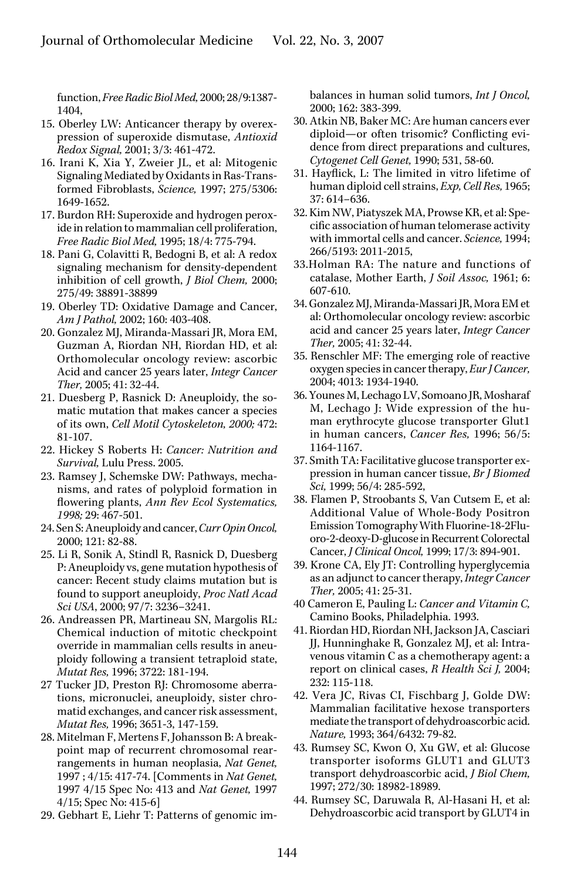function, *Free Radic Biol Med*, 2000; 28/9:1387-1404,

15. Oberley LW: Anticancer therapy by overexpression of superoxide dismutase, *Antioxid Redox Signal*, 2001; 3/3: 461-472.
16. Irani K, Xia Y, Zweier JL, et al: Mitogenic Signaling Mediated by Oxidants in Ras-Transformed Fibroblasts, *Science*, 1997; 275/5306: 1649-1652.
17. Burdon RH: Superoxide and hydrogen peroxide in relation to mammalian cell proliferation, *Free Radic Biol Med*, 1995; 18/4: 775-794.
18. Pani G, Colavitti R, Bedogni B, et al: A redox signaling mechanism for density-dependent inhibition of cell growth, *J Biol Chem*, 2000; 275/49: 38891-38899
19. Oberley TD: Oxidative Damage and Cancer, *Am J Pathol*, 2002; 160: 403-408.
20. Gonzalez MJ, Miranda-Massari JR, Mora EM, Guzman A, Riordan NH, Riordan HD, et al: Orthomolecular oncology review: ascorbic Acid and cancer 25 years later, *Integr Cancer Ther*, 2005; 41: 32-44.
21. Duesberg P, Rasnick D: Aneuploidy, the somatic mutation that makes cancer a species of its own, *Cell Motil Cytoskeleton, 2000;* 472: 81-107.
22. Hickey S Roberts H: *Cancer: Nutrition and Survival*, Lulu Press. 2005.
23. Ramsey J, Schemske DW: Pathways, mechanisms, and rates of polyploid formation in flowering plants, *Ann Rev Ecol Systematics, 1998;* 29: 467-501.
24. Sen S: Aneuploidy and cancer, *Curr Opin Oncol*, 2000; 121: 82-88.
25. Li R, Sonik A, Stindl R, Rasnick D, Duesberg P: Aneuploidy vs, gene mutation hypothesis of cancer: Recent study claims mutation but is found to support aneuploidy, *Proc Natl Acad Sci USA*, 2000; 97/7: 3236–3241.
26. Andreassen PR, Martineau SN, Margolis RL: Chemical induction of mitotic checkpoint override in mammalian cells results in aneuploidy following a transient tetraploid state, *Mutat Res*, 1996; 3722: 181-194.
27. Tucker JD, Preston RJ: Chromosome aberrations, micronuclei, aneuploidy, sister chromatid exchanges, and cancer risk assessment, *Mutat Res*, 1996; 3651-3, 147-159.
28. Mitelman F, Mertens F, Johansson B: A breakpoint map of recurrent chromosomal rearrangements in human neoplasia, *Nat Genet*, 1997 ; 4/15: 417-74. [Comments in *Nat Genet*, 1997 4/15 Spec No: 413 and *Nat Genet*, 1997 4/15; Spec No: 415-6]
29. Gebhart E, Liehr T: Patterns of genomic imbalances in human solid tumors, *Int J Oncol*, 2000; 162: 383-399.
30. Atkin NB, Baker MC: Are human cancers ever diploid—or often trisomic? Conflicting evidence from direct preparations and cultures, *Cytogenet Cell Genet*, 1990; 531, 58-60.
31. Hayflick, L: The limited in vitro lifetime of human diploid cell strains, *Exp, Cell Res*, 1965; 37: 614–636.
32. Kim NW, Piatyszek MA, Prowse KR, et al: Specific association of human telomerase activity with immortal cells and cancer. *Science*, 1994; 266/5193: 2011-2015,
33. Holman RA: The nature and functions of catalase, Mother Earth, *J Soil Assoc*, 1961; 6: 607-610.
34. Gonzalez MJ, Miranda-Massari JR, Mora EM et al: Orthomolecular oncology review: ascorbic acid and cancer 25 years later, *Integr Cancer Ther*, 2005; 41: 32-44.
35. Renschler MF: The emerging role of reactive oxygen species in cancer therapy, *Eur J Cancer*, 2004; 4013: 1934-1940.
36. Younes M, Lechago LV, Somoano JR, Mosharaf M, Lechago J: Wide expression of the human erythrocyte glucose transporter Glut1 in human cancers, *Cancer Res*, 1996; 56/5: 1164-1167.
37. Smith TA: Facilitative glucose transporter expression in human cancer tissue, *Br J Biomed Sci*, 1999; 56/4: 285-592,
38. Flamen P, Stroobants S, Van Cutsem E, et al: Additional Value of Whole-Body Positron Emission Tomography With Fluorine-18-2Fluoro-2-deoxy-D-glucose in Recurrent Colorectal Cancer, *J Clinical Oncol*, 1999; 17/3: 894-901.
39. Krone CA, Ely JT: Controlling hyperglycemia as an adjunct to cancer therapy, *Integr Cancer Ther*, 2005; 41: 25-31.
40. Cameron E, Pauling L: *Cancer and Vitamin C*, Camino Books, Philadelphia. 1993.
41. Riordan HD, Riordan NH, Jackson JA, Casciari JJ, Hunninghake R, Gonzalez MJ, et al: Intravenous vitamin C as a chemotherapy agent: a report on clinical cases, *R Health Sci J*, 2004; 232: 115-118.
42. Vera JC, Rivas CI, Fischbarg J, Golde DW: Mammalian facilitative hexose transporters mediate the transport of dehydroascorbic acid. *Nature*, 1993; 364/6432: 79-82.
43. Rumsey SC, Kwon O, Xu GW, et al: Glucose transporter isoforms GLUT1 and GLUT3 transport dehydroascorbic acid, *J Biol Chem*, 1997; 272/30: 18982-18989.
44. Rumsey SC, Daruwala R, Al-Hasani H, et al: Dehydroascorbic acid transport by GLUT4 in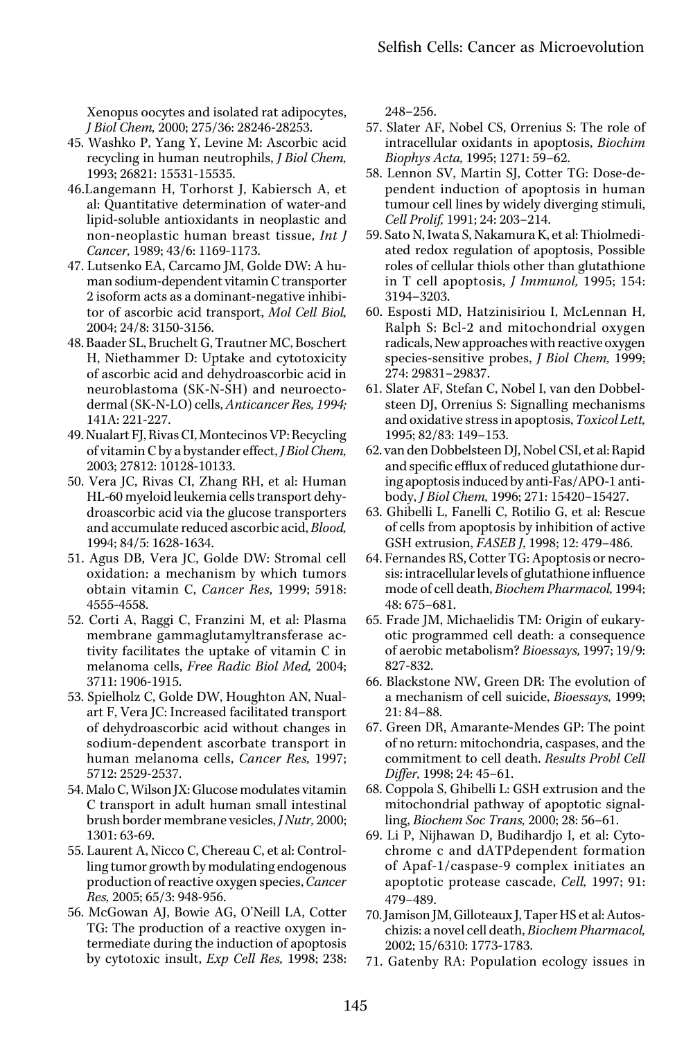Xenopus oocytes and isolated rat adipocytes, *J Biol Chem,* 2000; 275/36: 28246-28253.

45. Washko P, Yang Y, Levine M: Ascorbic acid recycling in human neutrophils, *J Biol Chem,* 1993; 26821: 15531-15535.
46. Langemann H, Torhorst J, Kabiersch A, et al: Quantitative determination of water-and lipid-soluble antioxidants in neoplastic and non-neoplastic human breast tissue, *Int J Cancer,* 1989; 43/6: 1169-1173.
47. Lutsenko EA, Carcamo JM, Golde DW: A human sodium-dependent vitamin C transporter 2 isoform acts as a dominant-negative inhibitor of ascorbic acid transport, *Mol Cell Biol,* 2004; 24/8: 3150-3156.
48. Baader SL, Bruchelt G, Trautner MC, Boschert H, Niethammer D: Uptake and cytotoxicity of ascorbic acid and dehydroascorbic acid in neuroblastoma (SK-N-SH) and neuroectodermal (SK-N-LO) cells, *Anticancer Res, 1994;* 141A: 221-227.
49. Nualart FJ, Rivas CI, Montecinos VP: Recycling of vitamin C by a bystander effect, *J Biol Chem,* 2003; 27812: 10128-10133.
50. Vera JC, Rivas CI, Zhang RH, et al: Human HL-60 myeloid leukemia cells transport dehydroascorbic acid via the glucose transporters and accumulate reduced ascorbic acid, *Blood,* 1994; 84/5: 1628-1634.
51. Agus DB, Vera JC, Golde DW: Stromal cell oxidation: a mechanism by which tumors obtain vitamin C, *Cancer Res,* 1999; 5918: 4555-4558.
52. Corti A, Raggi C, Franzini M, et al: Plasma membrane gammaglutamyltransferase activity facilitates the uptake of vitamin C in melanoma cells, *Free Radic Biol Med,* 2004; 3711: 1906-1915.
53. Spielholz C, Golde DW, Houghton AN, Nualart F, Vera JC: Increased facilitated transport of dehydroascorbic acid without changes in sodium-dependent ascorbate transport in human melanoma cells, *Cancer Res,* 1997; 5712: 2529-2537.
54. Malo C, Wilson JX: Glucose modulates vitamin C transport in adult human small intestinal brush border membrane vesicles, *J Nutr,* 2000; 1301: 63-69.
55. Laurent A, Nicco C, Chereau C, et al: Controlling tumor growth by modulating endogenous production of reactive oxygen species, *Cancer Res,* 2005; 65/3: 948-956.
56. McGowan AJ, Bowie AG, O'Neill LA, Cotter TG: The production of a reactive oxygen intermediate during the induction of apoptosis by cytotoxic insult, *Exp Cell Res,* 1998; 238: 248–256.
57. Slater AF, Nobel CS, Orrenius S: The role of intracellular oxidants in apoptosis, *Biochim Biophys Acta,* 1995; 1271: 59–62.
58. Lennon SV, Martin SJ, Cotter TG: Dose-dependent induction of apoptosis in human tumour cell lines by widely diverging stimuli, *Cell Prolif,* 1991; 24: 203–214.
59. Sato N, Iwata S, Nakamura K, et al: Thiolmediated redox regulation of apoptosis, Possible roles of cellular thiols other than glutathione in T cell apoptosis, *J Immunol,* 1995; 154: 3194–3203.
60. Esposti MD, Hatzinisiriou I, McLennan H, Ralph S: Bcl-2 and mitochondrial oxygen radicals, New approaches with reactive oxygen species-sensitive probes, *J Biol Chem,* 1999; 274: 29831–29837.
61. Slater AF, Stefan C, Nobel I, van den Dobbelsteen DJ, Orrenius S: Signalling mechanisms and oxidative stress in apoptosis, *Toxicol Lett,* 1995; 82/83: 149–153.
62. van den Dobbelsteen DJ, Nobel CSI, et al: Rapid and specific efflux of reduced glutathione during apoptosis induced by anti-Fas/APO-1 antibody, *J Biol Chem,* 1996; 271: 15420–15427.
63. Ghibelli L, Fanelli C, Rotilio G, et al: Rescue of cells from apoptosis by inhibition of active GSH extrusion, *FASEB J,* 1998; 12: 479–486.
64. Fernandes RS, Cotter TG: Apoptosis or necrosis: intracellular levels of glutathione influence mode of cell death, *Biochem Pharmacol,* 1994; 48: 675–681.
65. Frade JM, Michaelidis TM: Origin of eukaryotic programmed cell death: a consequence of aerobic metabolism? *Bioessays,* 1997; 19/9: 827-832.
66. Blackstone NW, Green DR: The evolution of a mechanism of cell suicide, *Bioessays,* 1999; 21: 84–88.
67. Green DR, Amarante-Mendes GP: The point of no return: mitochondria, caspases, and the commitment to cell death. *Results Probl Cell Differ,* 1998; 24: 45–61.
68. Coppola S, Ghibelli L: GSH extrusion and the mitochondrial pathway of apoptotic signalling, *Biochem Soc Trans,* 2000; 28: 56–61.
69. Li P, Nijhawan D, Budihardjo I, et al: Cytochrome c and dATPdependent formation of Apaf-1/caspase-9 complex initiates an apoptotic protease cascade, *Cell,* 1997; 91: 479–489.
70. Jamison JM, Gilloteaux J, Taper HS et al: Autoschizis: a novel cell death, *Biochem Pharmacol,* 2002; 15/6310: 1773-1783.
71. Gatenby RA: Population ecology issues in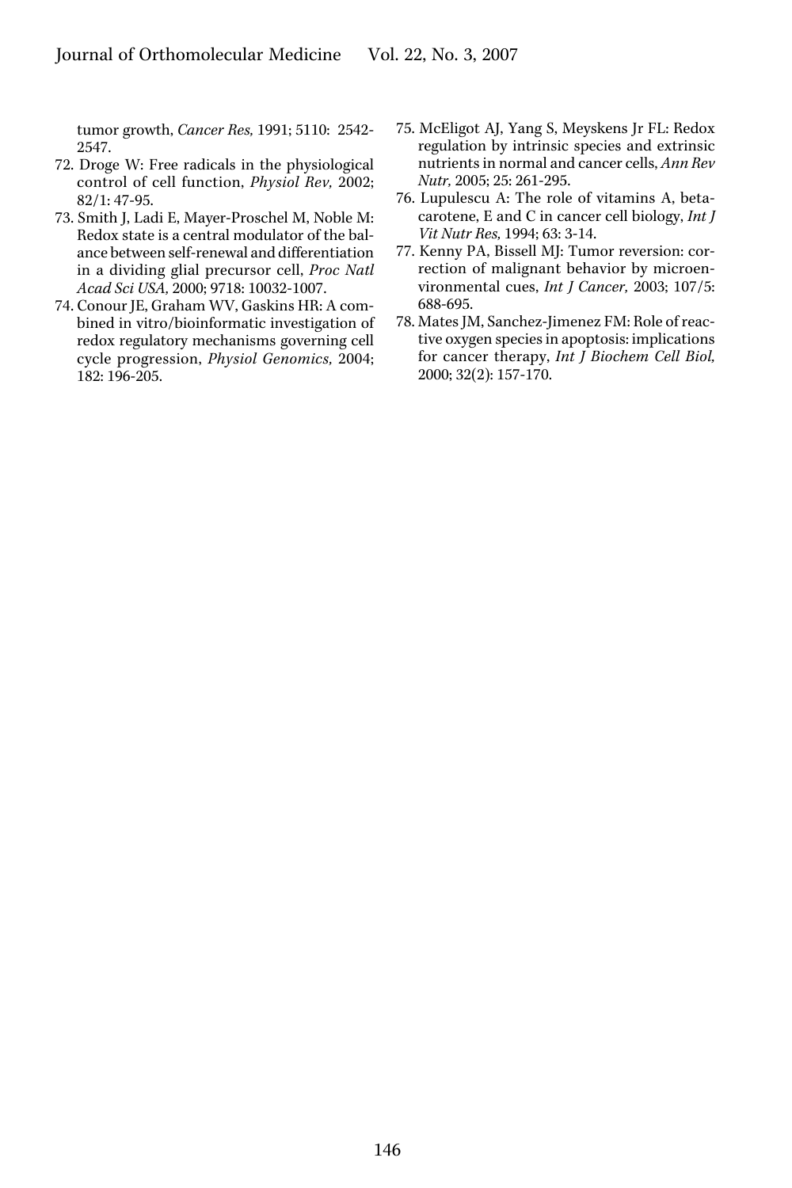tumor growth, *Cancer Res,* 1991; 5110: 2542-2547.

72. Droge W: Free radicals in the physiological control of cell function, *Physiol Rev,* 2002; 82/1: 47-95.
73. Smith J, Ladi E, Mayer-Proschel M, Noble M: Redox state is a central modulator of the balance between self-renewal and differentiation in a dividing glial precursor cell, *Proc Natl Acad Sci USA,* 2000; 9718: 10032-1007.
74. Conour JE, Graham WV, Gaskins HR: A combined in vitro/bioinformatic investigation of redox regulatory mechanisms governing cell cycle progression, *Physiol Genomics,* 2004; 182: 196-205.
75. McEligot AJ, Yang S, Meyskens Jr FL: Redox regulation by intrinsic species and extrinsic nutrients in normal and cancer cells, *Ann Rev Nutr,* 2005; 25: 261-295.
76. Lupulescu A: The role of vitamins A, beta-carotene, E and C in cancer cell biology, *Int J Vit Nutr Res,* 1994; 63: 3-14.
77. Kenny PA, Bissell MJ: Tumor reversion: correction of malignant behavior by microenvironmental cues, *Int J Cancer,* 2003; 107/5: 688-695.
78. Mates JM, Sanchez-Jimenez FM: Role of reactive oxygen species in apoptosis: implications for cancer therapy, *Int J Biochem Cell Biol,* 2000; 32(2): 157-170.